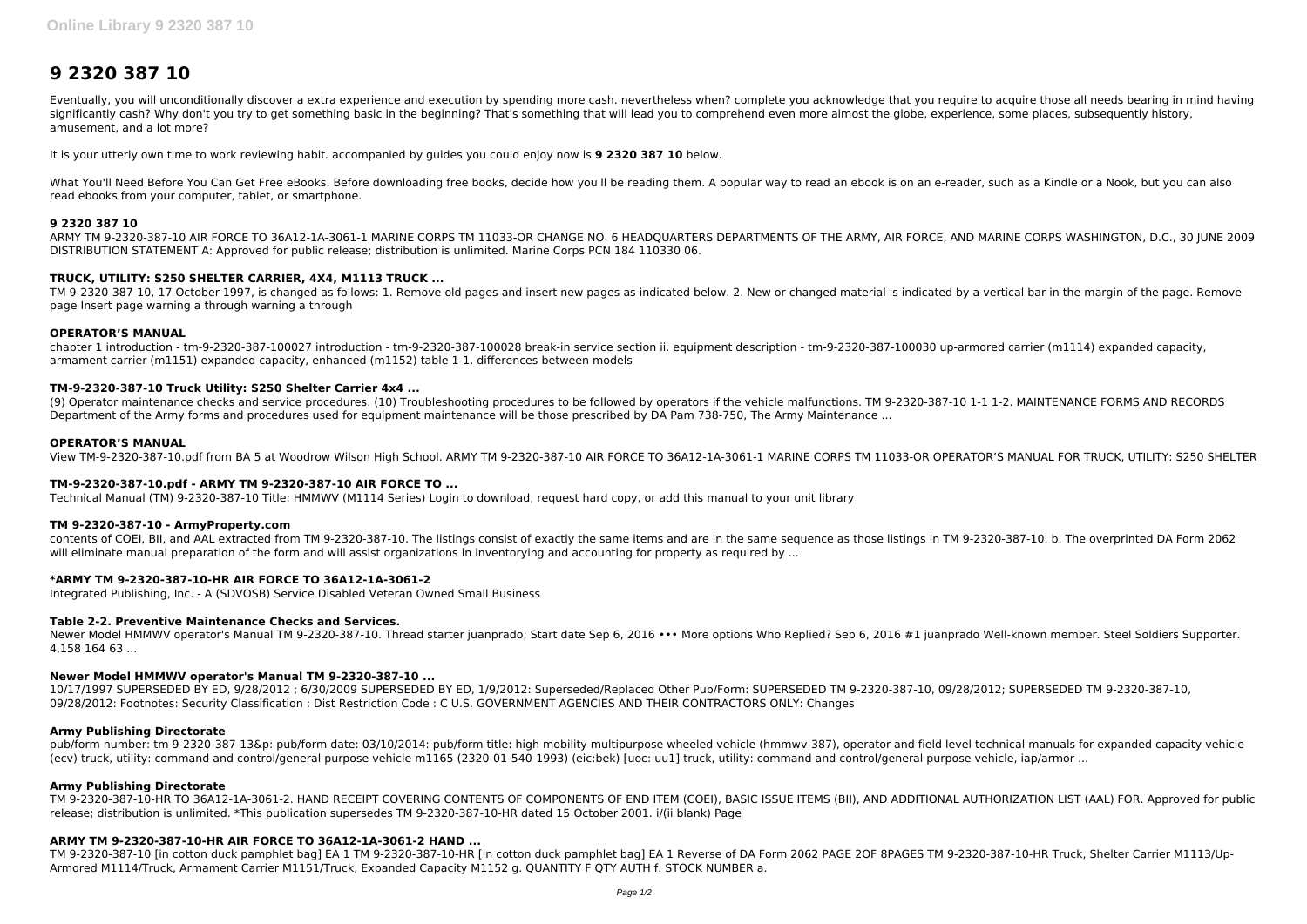# 9 2320 387 10

Eventually, you will unconditionally discover a extra experience and execution by spending more cash. nevertheless when? complete you acknowledge that you require to acquire those all needs bearing in mind having significantly cash? Why don't you try to get something basic in the beginning? That's something that will lead you to comprehend even more almost the globe, experience, some places, subsequently history, amusement, and a lot more?

It is your utterly own time to work reviewing habit. accompanied by guides you could enjoy now is **9 2320 387 10** below.

What You'll Need Before You Can Get Free eBooks. Before downloading free books, decide how you'll be reading them. A popular way to read an ebook is on an e-reader, such as a Kindle or a Nook, but you can also read ebooks from your computer, tablet, or smartphone.

### 9 2320 387 10

ARMY TM 9-2320-387-10 AIR FORCE TO 36A12-1A-3061-1 MARINE CORPS TM 11033-OR CHANGE NO. 6 HEADQUARTERS DEPARTMENTS OF THE ARMY, AIR FORCE, AND MARINE CORPS WASHINGTON, D.C., 30 JUNE 2009 DISTRIBUTION STATEMENT A: Approved for public release; distribution is unlimited. Marine Corps PCN 184 110330 06.

### TRUCK, UTILITY: S250 SHELTER CARRIER, 4X4, M1113 TRUCK ...

TM 9-2320-387-10, 17 October 1997, is changed as follows: 1. Remove old pages and insert new pages as indicated below. 2. New or changed material is indicated by a vertical bar in the margin of the page. Remove page Insert page warning a through warning a through

### OPERATOR'S MANUAL

chapter 1 introduction - tm-9-2320-387-100027 introduction - tm-9-2320-387-100028 break-in service section ii. equipment description - tm-9-2320-387-100030 up-armored carrier (m1114) expanded capacity, armament carrier (m1151) expanded capacity, enhanced (m1152) table 1-1. differences between models

### TM-9-2320-387-10 Truck Utility: S250 Shelter Carrier 4x4 ...

(9) Operator maintenance checks and service procedures. (10) Troubleshooting procedures to be followed by operators if the vehicle malfunctions. TM 9-2320-387-10 1-1 1-2. MAINTENANCE FORMS AND RECORDS Department of the Army forms and procedures used for equipment maintenance will be those prescribed by DA Pam 738-750, The Army Maintenance ...

### OPERATOR'S MANUAL

View TM-9-2320-387-10.pdf from BA 5 at Woodrow Wilson High School. ARMY TM 9-2320-387-10 AIR FORCE TO 36A12-1A-3061-1 MARINE CORPS TM 11033-OR OPERATOR'S MANUAL FOR TRUCK, UTILITY: S250 SHELTER

### TM-9-2320-387-10.pdf - ARMY TM 9-2320-387-10 AIR FORCE TO ...

Technical Manual (TM) 9-2320-387-10 Title: HMMWV (M1114 Series) Login to download, request hard copy, or add this manual to your unit library

### TM 9-2320-387-10 - ArmyProperty.com

contents of COEI, BII, and AAL extracted from TM 9-2320-387-10. The listings consist of exactly the same items and are in the same sequence as those listings in TM 9-2320-387-10. b. The overprinted DA Form 2062 will eliminate manual preparation of the form and will assist organizations in inventorying and accounting for property as required by ...

### *ARMY TM 9-2320-387-10-HR AIR FORCE TO 36A12-1A-3061-2

Integrated Publishing, Inc. - A (SDVOSB) Service Disabled Veteran Owned Small Business

### Table 2-2. Preventive Maintenance Checks and Services.

Newer Model HMMWV operator's Manual TM 9-2320-387-10. Thread starter juanprado; Start date Sep 6, 2016 ••• More options Who Replied? Sep 6, 2016 #1 juanprado Well-known member. Steel Soldiers Supporter. 4,158 164 63 ...

### Newer Model HMMWV operator's Manual TM 9-2320-387-10 ...

10/17/1997 SUPERSEDED BY ED, 9/28/2012 ; 6/30/2009 SUPERSEDED BY ED, 1/9/2012: Superseded/Replaced Other Pub/Form: SUPERSEDED TM 9-2320-387-10, 09/28/2012; SUPERSEDED TM 9-2320-387-10, 09/28/2012: Footnotes: Security Classification : Dist Restriction Code : C U.S. GOVERNMENT AGENCIES AND THEIR CONTRACTORS ONLY: Changes

### Army Publishing Directorate

pub/form number: tm 9-2320-387-13&p: pub/form date: 03/10/2014: pub/form title: high mobility multipurpose wheeled vehicle (hmmwv-387), operator and field level technical manuals for expanded capacity vehicle (ecv) truck, utility: command and control/general purpose vehicle m1165 (2320-01-540-1993) (eic:bek) [uoc: uu1] truck, utility: command and control/general purpose vehicle, iap/armor ...

### Army Publishing Directorate

TM 9-2320-387-10-HR TO 36A12-1A-3061-2. HAND RECEIPT COVERING CONTENTS OF COMPONENTS OF END ITEM (COEI), BASIC ISSUE ITEMS (BII), AND ADDITIONAL AUTHORIZATION LIST (AAL) FOR. Approved for public release; distribution is unlimited. *This publication supersedes TM 9-2320-387-10-HR dated 15 October 2001. i/(ii blank) Page

### ARMY TM 9-2320-387-10-HR AIR FORCE TO 36A12-1A-3061-2 HAND ...

TM 9-2320-387-10 [in cotton duck pamphlet bag] EA 1 TM 9-2320-387-10-HR [in cotton duck pamphlet bag] EA 1 Reverse of DA Form 2062 PAGE 2OF 8PAGES TM 9-2320-387-10-HR Truck, Shelter Carrier M1113/Up-Armored M1114/Truck, Armament Carrier M1151/Truck, Expanded Capacity M1152 g. QUANTITY F QTY AUTH f. STOCK NUMBER a.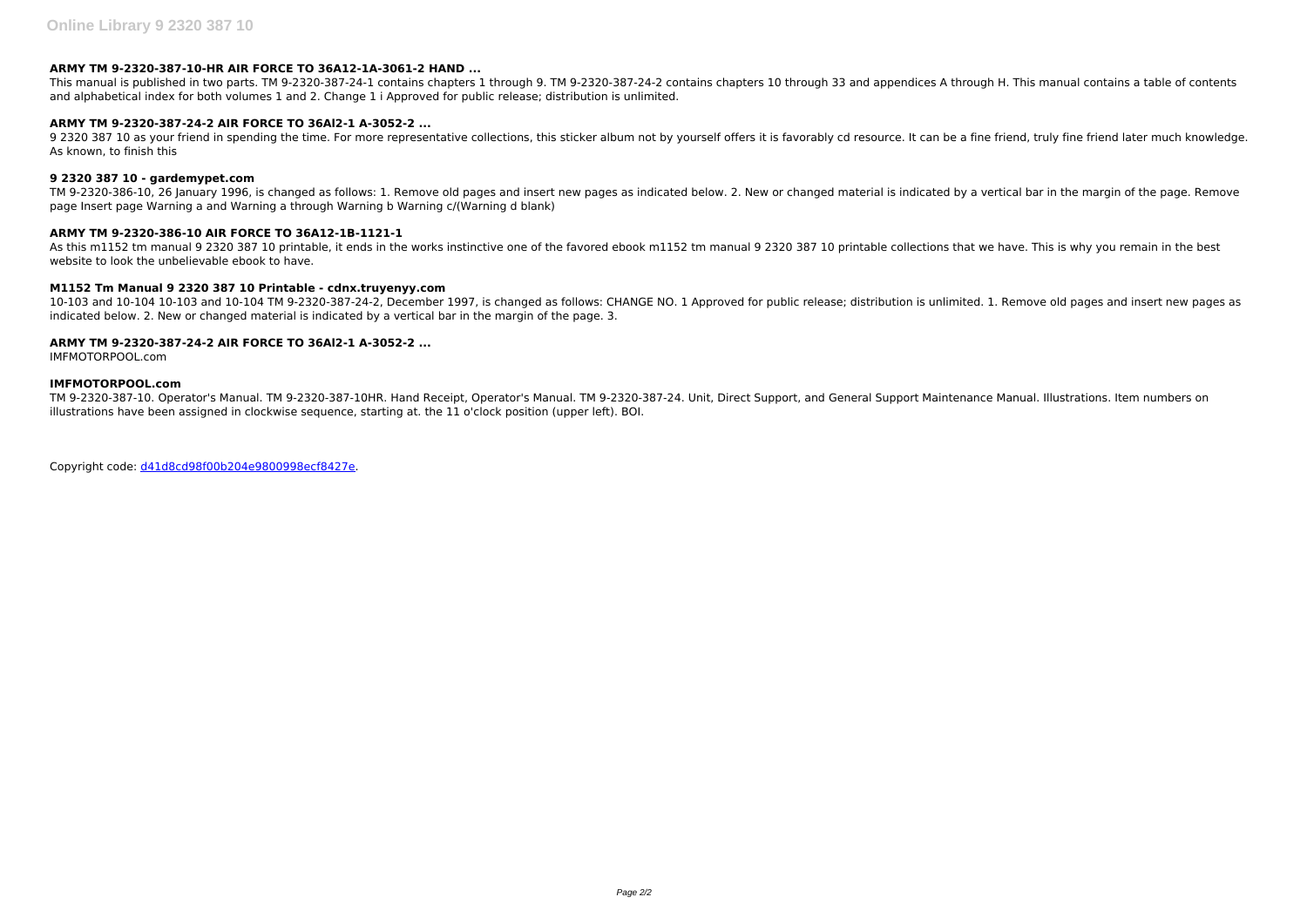### ARMY TM 9-2320-387-10-HR AIR FORCE TO 36A12-1A-3061-2 HAND ...

This manual is published in two parts. TM 9-2320-387-24-1 contains chapters 1 through 9. TM 9-2320-387-24-2 contains chapters 10 through 33 and appendices A through H. This manual contains a table of contents and alphabetical index for both volumes 1 and 2. Change 1 i Approved for public release; distribution is unlimited.

### ARMY TM 9-2320-387-24-2 AIR FORCE TO 36Al2-1 A-3052-2 ...

9 2320 387 10 as your friend in spending the time. For more representative collections, this sticker album not by yourself offers it is favorably cd resource. It can be a fine friend, truly fine friend later much knowledge. As known, to finish this

### 9 2320 387 10 - gardemypet.com

TM 9-2320-386-10, 26 January 1996, is changed as follows: 1. Remove old pages and insert new pages as indicated below. 2. New or changed material is indicated by a vertical bar in the margin of the page. Remove page Insert page Warning a and Warning a through Warning b Warning c/(Warning d blank)

### ARMY TM 9-2320-386-10 AIR FORCE TO 36A12-1B-1121-1

As this m1152 tm manual 9 2320 387 10 printable, it ends in the works instinctive one of the favored ebook m1152 tm manual 9 2320 387 10 printable collections that we have. This is why you remain in the best website to look the unbelievable ebook to have.

### M1152 Tm Manual 9 2320 387 10 Printable - cdnx.truyenyy.com

10-103 and 10-104 10-103 and 10-104 TM 9-2320-387-24-2, December 1997, is changed as follows: CHANGE NO. 1 Approved for public release; distribution is unlimited. 1. Remove old pages and insert new pages as indicated below. 2. New or changed material is indicated by a vertical bar in the margin of the page. 3.

### ARMY TM 9-2320-387-24-2 AIR FORCE TO 36Al2-1 A-3052-2 ...

IMFMOTORPOOL.com

### IMFMOTORPOOL.com

TM 9-2320-387-10. Operator's Manual. TM 9-2320-387-10HR. Hand Receipt, Operator's Manual. TM 9-2320-387-24. Unit, Direct Support, and General Support Maintenance Manual. Illustrations. Item numbers on illustrations have been assigned in clockwise sequence, starting at. the 11 o'clock position (upper left). BOI.

Copyright code: d41d8cd98f00b204e9800998ecf8427e.